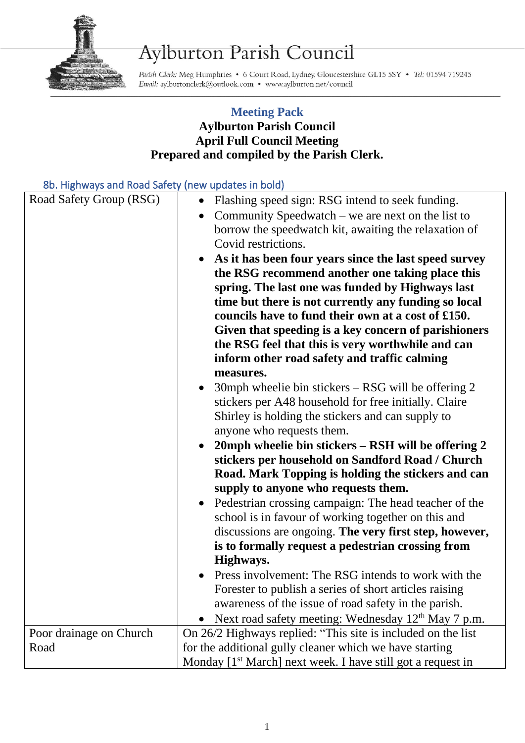# Aylburton Parish Council

*Parish Clerk:* Meg Humphries • 6 Court Road, Lydney, Gloucestershire GL15 5SY • *Tel:* 01594 719245
*Email:* aylburtonclerk@outlook.com • www.aylburton.net/council

## Meeting Pack

**Aylburton Parish Council**
**April Full Council Meeting**
**Prepared and compiled by the Parish Clerk.**

### 8b. Highways and Road Safety (new updates in bold)

| | |
|---|---|
| Road Safety Group (RSG) | • Flashing speed sign: RSG intend to seek funding. <br> • Community Speedwatch – we are next on the list to borrow the speedwatch kit, awaiting the relaxation of Covid restrictions. <br> • **As it has been four years since the last speed survey the RSG recommend another one taking place this spring. The last one was funded by Highways last time but there is not currently any funding so local councils have to fund their own at a cost of £150. Given that speeding is a key concern of parishioners the RSG feel that this is very worthwhile and can inform other road safety and traffic calming measures.** <br> • 30mph wheelie bin stickers – RSG will be offering 2 stickers per A48 household for free initially. Claire Shirley is holding the stickers and can supply to anyone who requests them. <br> • **20mph wheelie bin stickers – RSH will be offering 2 stickers per household on Sandford Road / Church Road. Mark Topping is holding the stickers and can supply to anyone who requests them.** <br> • Pedestrian crossing campaign: The head teacher of the school is in favour of working together on this and discussions are ongoing. **The very first step, however, is to formally request a pedestrian crossing from Highways.** <br> • Press involvement: The RSG intends to work with the Forester to publish a series of short articles raising awareness of the issue of road safety in the parish. <br> • Next road safety meeting: Wednesday 12th May 7 p.m. |
| Poor drainage on Church Road | On 26/2 Highways replied: "This site is included on the list for the additional gully cleaner which we have starting Monday [1st March] next week. I have still got a request in |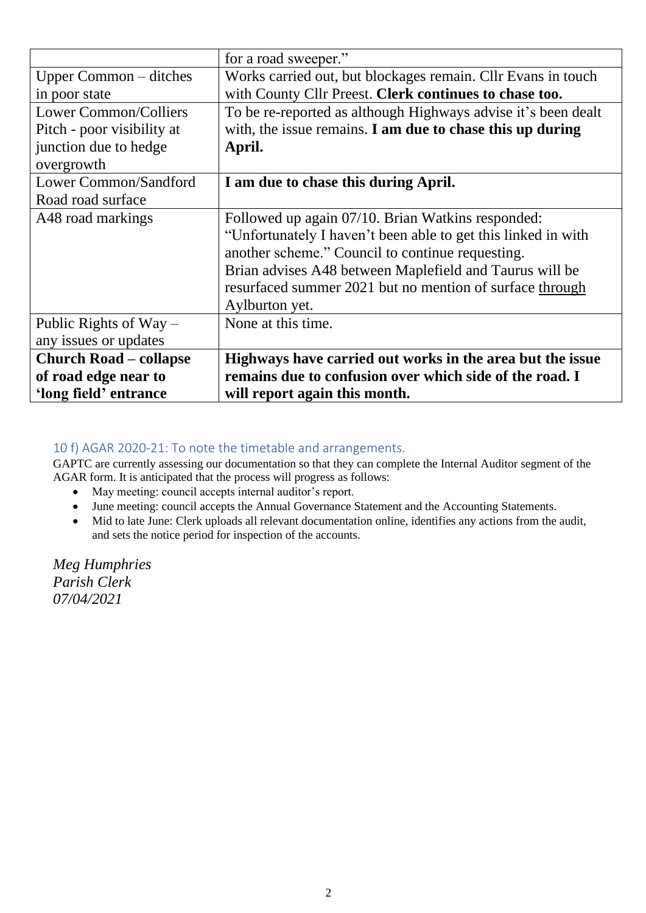| | |
|---|---|
| | for a road sweeper." |
| Upper Common – ditches in poor state | Works carried out, but blockages remain. Cllr Evans in touch with County Cllr Preest. **Clerk continues to chase too.** |
| Lower Common/Colliers Pitch - poor visibility at junction due to hedge overgrowth | To be re-reported as although Highways advise it's been dealt with, the issue remains. **I am due to chase this up during April.** |
| Lower Common/Sandford Road road surface | **I am due to chase this during April.** |
| A48 road markings | Followed up again 07/10. Brian Watkins responded: "Unfortunately I haven't been able to get this linked in with another scheme." Council to continue requesting. Brian advises A48 between Maplefield and Taurus will be resurfaced summer 2021 but no mention of surface through Aylburton yet. |
| Public Rights of Way – any issues or updates | None at this time. |
| **Church Road – collapse of road edge near to 'long field' entrance** | **Highways have carried out works in the area but the issue remains due to confusion over which side of the road. I will report again this month.** |

### 10 f) AGAR 2020-21: To note the timetable and arrangements.

GAPTC are currently assessing our documentation so that they can complete the Internal Auditor segment of the AGAR form. It is anticipated that the process will progress as follows:

- May meeting: council accepts internal auditor's report.
- June meeting: council accepts the Annual Governance Statement and the Accounting Statements.
- Mid to late June: Clerk uploads all relevant documentation online, identifies any actions from the audit, and sets the notice period for inspection of the accounts.

*Meg Humphries*
*Parish Clerk*
*07/04/2021*